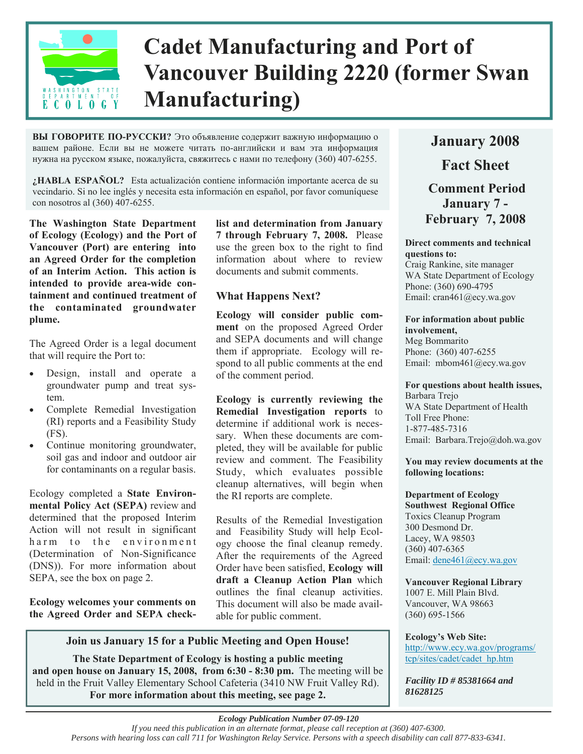# Cadet Manufacturing and Port of Vancouver Building 2220 (former Swan Manufacturing)

**ВЫ ГОВОРИТЕ ПО-РУССКИ?** Это объявление содержит важную информацию о вашем районе. Если вы не можете читать по-английски и вам эта информация нужна на русском языке, пожалуйста, свяжитесь с нами по телефону (360) 407-6255.

**¿HABLA ESPAÑOL?** Esta actualización contiene información importante acerca de su vecindario. Si no lee inglés y necesita esta información en español, por favor comuníquese con nosotros al (360) 407-6255.

**The Washington State Department of Ecology (Ecology) and the Port of Vancouver (Port) are entering into an Agreed Order for the completion of an Interim Action. This action is intended to provide area-wide containment and continued treatment of the contaminated groundwater plume.**

The Agreed Order is a legal document that will require the Port to:

- Design, install and operate a groundwater pump and treat system.
- Complete Remedial Investigation (RI) reports and a Feasibility Study (FS).
- Continue monitoring groundwater, soil gas and indoor and outdoor air for contaminants on a regular basis.

Ecology completed a **State Environmental Policy Act (SEPA)** review and determined that the proposed Interim Action will not result in significant harm to the environment (Determination of Non-Significance (DNS)). For more information about SEPA, see the box on page 2.

**Ecology welcomes your comments on the Agreed Order and SEPA checklist and determination from January 7 through February 7, 2008.** Please use the green box to the right to find information about where to review documents and submit comments.

## What Happens Next?

**Ecology will consider public comment** on the proposed Agreed Order and SEPA documents and will change them if appropriate. Ecology will respond to all public comments at the end of the comment period.

**Ecology is currently reviewing the Remedial Investigation reports** to determine if additional work is necessary. When these documents are completed, they will be available for public review and comment. The Feasibility Study, which evaluates possible cleanup alternatives, will begin when the RI reports are complete.

Results of the Remedial Investigation and Feasibility Study will help Ecology choose the final cleanup remedy. After the requirements of the Agreed Order have been satisfied, **Ecology will draft a Cleanup Action Plan** which outlines the final cleanup activities. This document will also be made available for public comment.

### Join us January 15 for a Public Meeting and Open House!

**The State Department of Ecology is hosting a public meeting and open house on January 15, 2008, from 6:30 - 8:30 pm.** The meeting will be held in the Fruit Valley Elementary School Cafeteria (3410 NW Fruit Valley Rd). **For more information about this meeting, see page 2.**

## January 2008 Fact Sheet

### Comment Period January 7 - February 7, 2008

**Direct comments and technical questions to:**
Craig Rankine, site manager
WA State Department of Ecology
Phone: (360) 690-4795
Email: cran461@ecy.wa.gov

**For information about public involvement,**
Meg Bommarito
Phone: (360) 407-6255
Email: mbom461@ecy.wa.gov

**For questions about health issues,**
Barbara Trejo
WA State Department of Health
Toll Free Phone:
1-877-485-7316
Email: Barbara.Trejo@doh.wa.gov

**You may review documents at the following locations:**

**Department of Ecology Southwest Regional Office**
Toxics Cleanup Program
300 Desmond Dr.
Lacey, WA 98503
(360) 407-6365
Email: dene461@ecy.wa.gov

**Vancouver Regional Library**
1007 E. Mill Plain Blvd.
Vancouver, WA 98663
(360) 695-1566

**Ecology's Web Site:**
http://www.ecy.wa.gov/programs/tcp/sites/cadet/cadet_hp.htm

***Facility ID # 85381664 and 81628125***

***Ecology Publication Number 07-09-120***

*If you need this publication in an alternate format, please call reception at (360) 407-6300. Persons with hearing loss can call 711 for Washington Relay Service. Persons with a speech disability can call 877-833-6341.*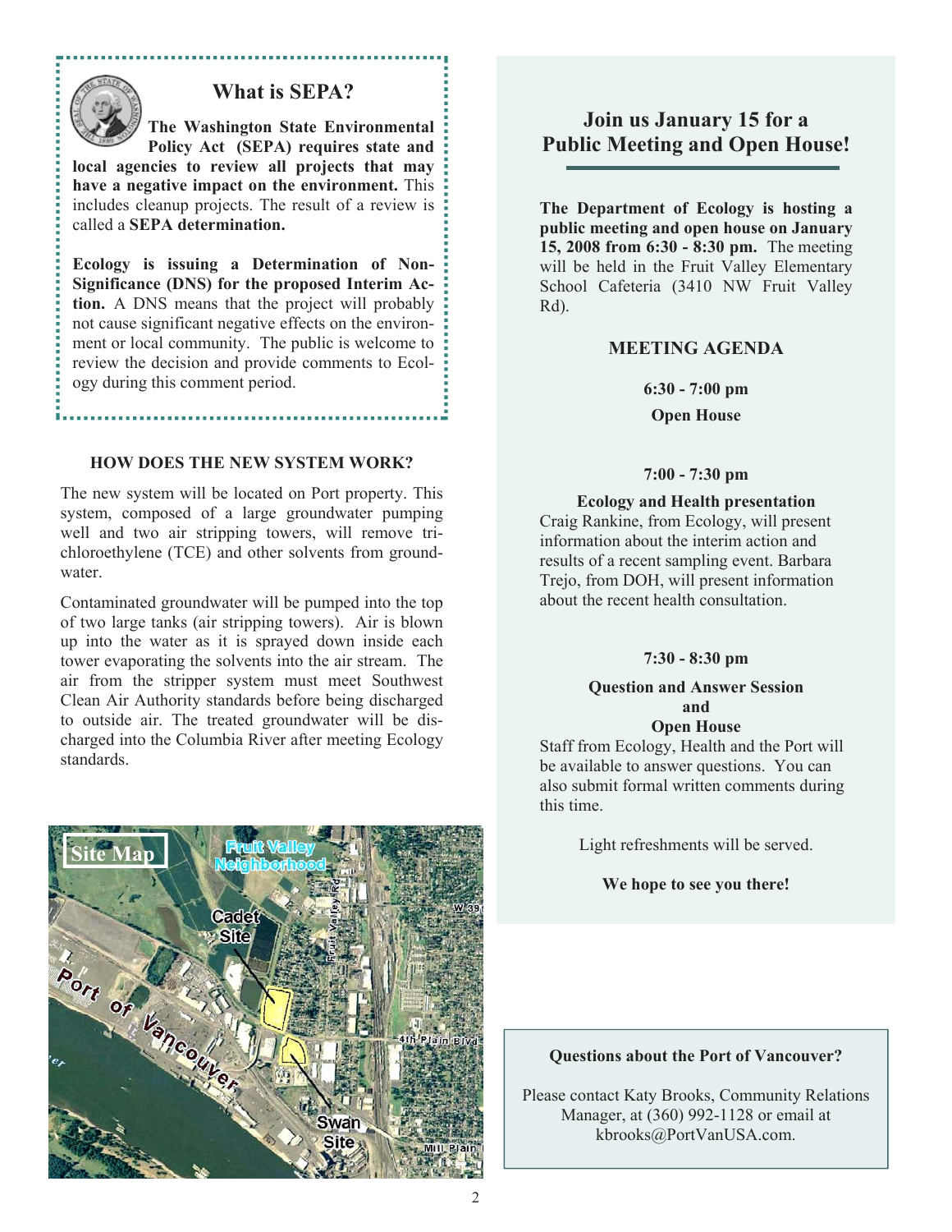## What is SEPA?

**The Washington State Environmental Policy Act (SEPA) requires state and local agencies to review all projects that may have a negative impact on the environment.** This includes cleanup projects. The result of a review is called a **SEPA determination.**

**Ecology is issuing a Determination of Non-Significance (DNS) for the proposed Interim Action.** A DNS means that the project will probably not cause significant negative effects on the environment or local community. The public is welcome to review the decision and provide comments to Ecology during this comment period.

### HOW DOES THE NEW SYSTEM WORK?

The new system will be located on Port property. This system, composed of a large groundwater pumping well and two air stripping towers, will remove trichloroethylene (TCE) and other solvents from groundwater.

Contaminated groundwater will be pumped into the top of two large tanks (air stripping towers). Air is blown up into the water as it is sprayed down inside each tower evaporating the solvents into the air stream. The air from the stripper system must meet Southwest Clean Air Authority standards before being discharged to outside air. The treated groundwater will be discharged into the Columbia River after meeting Ecology standards.

Site Map

## Join us January 15 for a Public Meeting and Open House!

**The Department of Ecology is hosting a public meeting and open house on January 15, 2008 from 6:30 - 8:30 pm.** The meeting will be held in the Fruit Valley Elementary School Cafeteria (3410 NW Fruit Valley Rd).

### MEETING AGENDA

**6:30 - 7:00 pm**

**Open House**

**7:00 - 7:30 pm**

**Ecology and Health presentation**

Craig Rankine, from Ecology, will present information about the interim action and results of a recent sampling event. Barbara Trejo, from DOH, will present information about the recent health consultation.

**7:30 - 8:30 pm**

**Question and Answer Session and Open House**

Staff from Ecology, Health and the Port will be available to answer questions. You can also submit formal written comments during this time.

Light refreshments will be served.

**We hope to see you there!**

**Questions about the Port of Vancouver?**

Please contact Katy Brooks, Community Relations Manager, at (360) 992-1128 or email at kbrooks@PortVanUSA.com.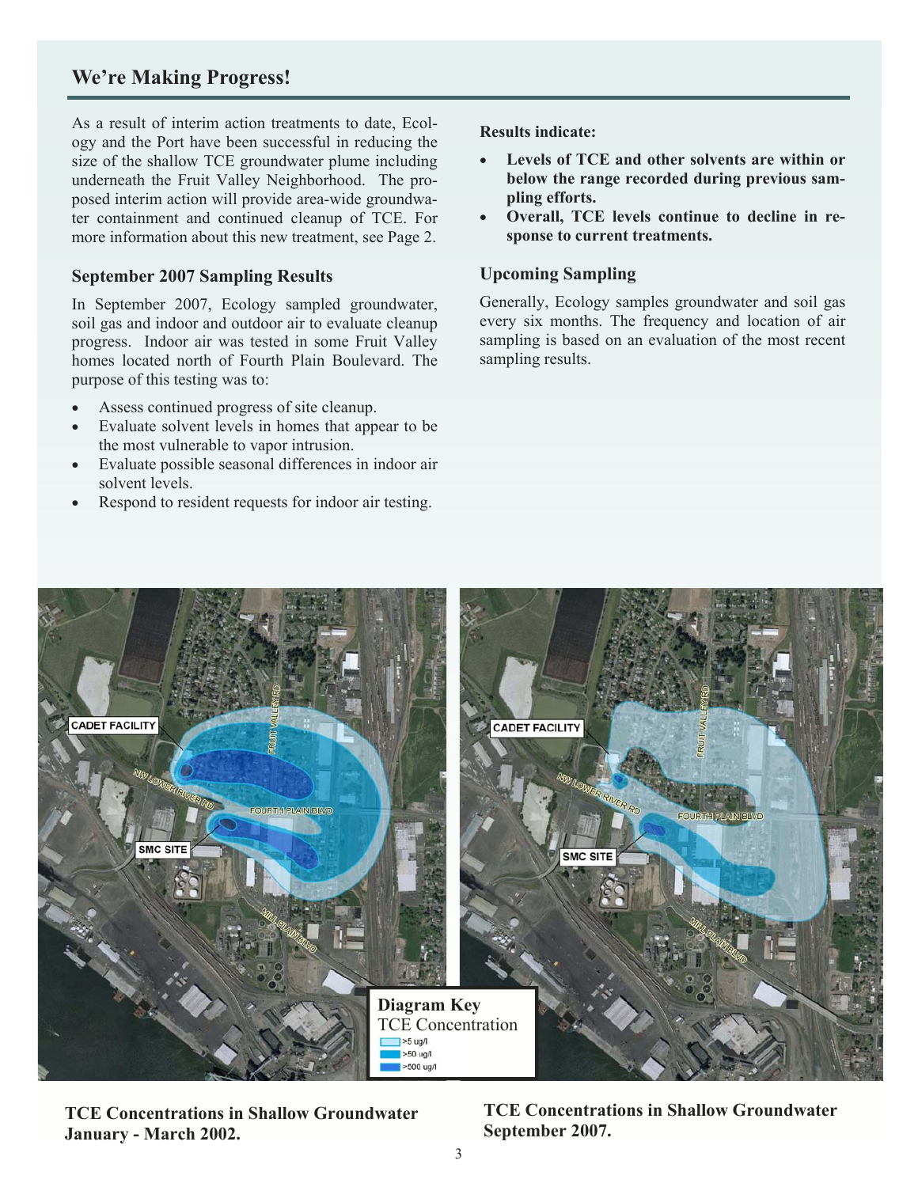## We're Making Progress!

As a result of interim action treatments to date, Ecology and the Port have been successful in reducing the size of the shallow TCE groundwater plume including underneath the Fruit Valley Neighborhood. The proposed interim action will provide area-wide groundwater containment and continued cleanup of TCE. For more information about this new treatment, see Page 2.

### September 2007 Sampling Results

In September 2007, Ecology sampled groundwater, soil gas and indoor and outdoor air to evaluate cleanup progress. Indoor air was tested in some Fruit Valley homes located north of Fourth Plain Boulevard. The purpose of this testing was to:

- Assess continued progress of site cleanup.
- Evaluate solvent levels in homes that appear to be the most vulnerable to vapor intrusion.
- Evaluate possible seasonal differences in indoor air solvent levels.
- Respond to resident requests for indoor air testing.

**Results indicate:**

- **Levels of TCE and other solvents are within or below the range recorded during previous sampling efforts.**
- **Overall, TCE levels continue to decline in response to current treatments.**

### Upcoming Sampling

Generally, Ecology samples groundwater and soil gas every six months. The frequency and location of air sampling is based on an evaluation of the most recent sampling results.

**Diagram Key**
TCE Concentration
- >5 ug/l
- >50 ug/l
- >500 ug/l

**TCE Concentrations in Shallow Groundwater January - March 2002.**

**TCE Concentrations in Shallow Groundwater September 2007.**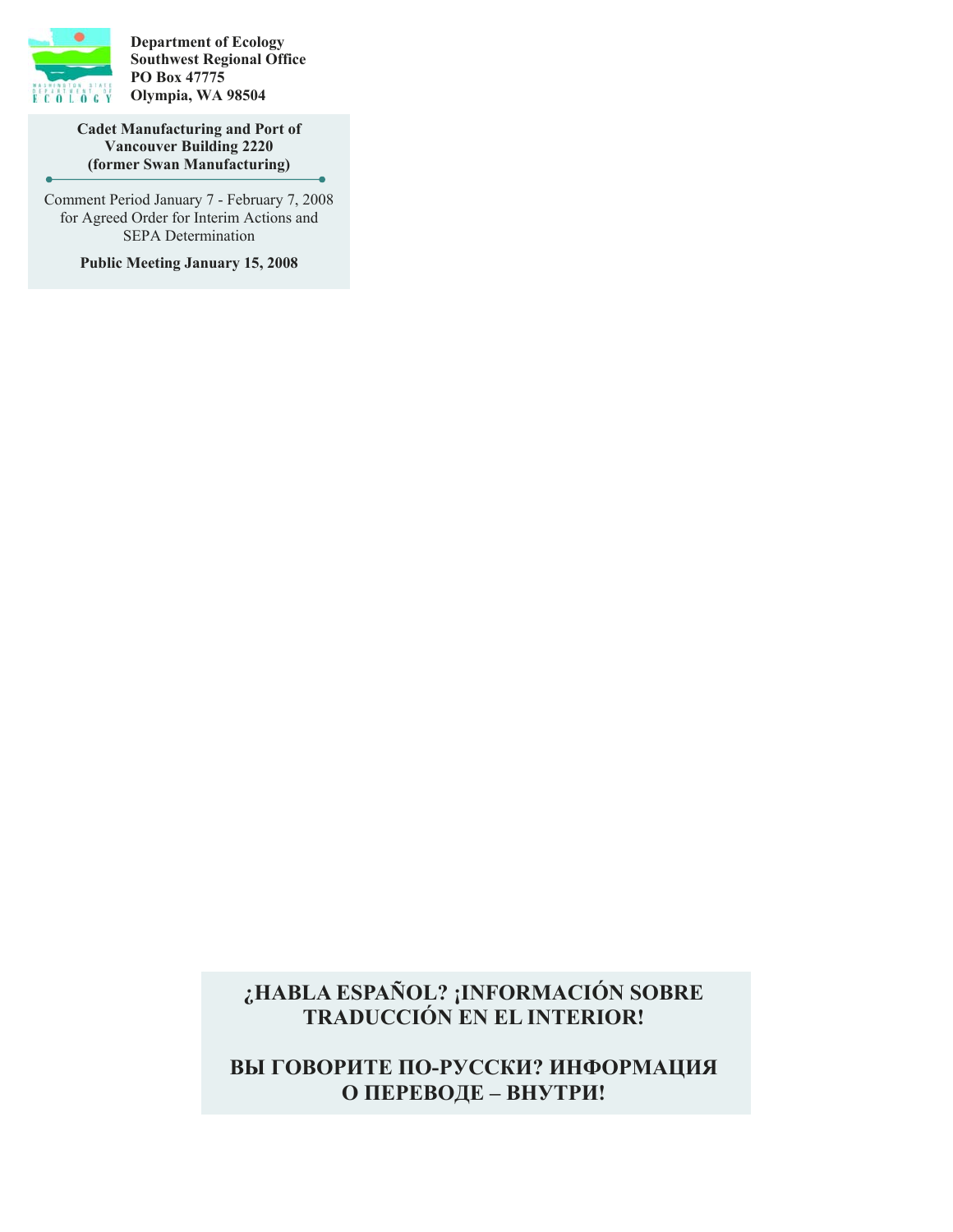**Department of Ecology**
**Southwest Regional Office**
**PO Box 47775**
**Olympia, WA 98504**

**Cadet Manufacturing and Port of Vancouver Building 2220 (former Swan Manufacturing)**

Comment Period January 7 - February 7, 2008 for Agreed Order for Interim Actions and SEPA Determination

**Public Meeting January 15, 2008**

**¿HABLA ESPAÑOL? ¡INFORMACIÓN SOBRE TRADUCCIÓN EN EL INTERIOR!**

**ВЫ ГОВОРИТЕ ПО-РУССКИ? ИНФОРМАЦИЯ О ПЕРЕВОДЕ – ВНУТРИ!**